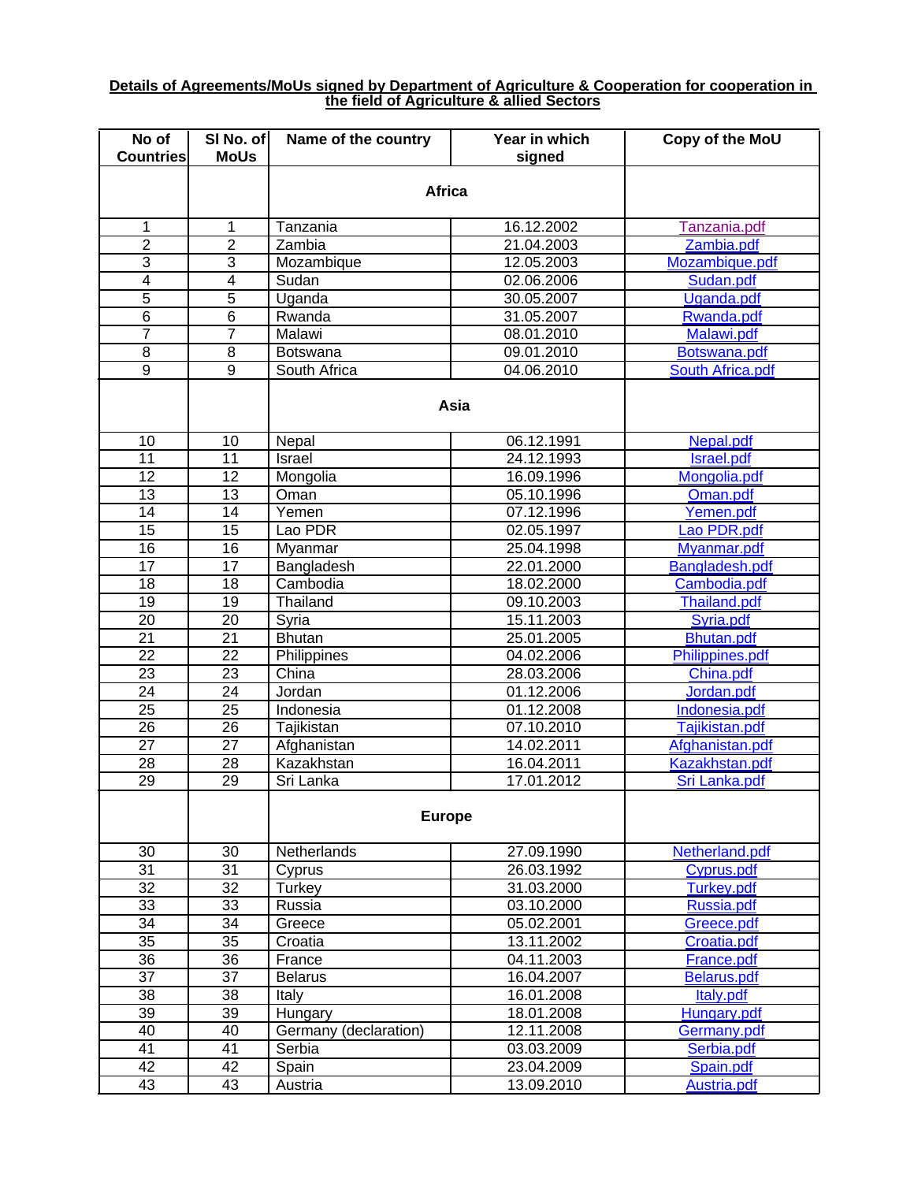**Details of Agreements/MoUs signed by Department of Agriculture & Cooperation for cooperation in the field of Agriculture & allied Sectors**

| No of Countries | Sl No. of MoUs | Name of the country | Year in which signed | Copy of the MoU |
|---|---|---|---|---|
| | | **Africa** | | |
| 1 | 1 | Tanzania | 16.12.2002 | Tanzania.pdf |
| 2 | 2 | Zambia | 21.04.2003 | Zambia.pdf |
| 3 | 3 | Mozambique | 12.05.2003 | Mozambique.pdf |
| 4 | 4 | Sudan | 02.06.2006 | Sudan.pdf |
| 5 | 5 | Uganda | 30.05.2007 | Uganda.pdf |
| 6 | 6 | Rwanda | 31.05.2007 | Rwanda.pdf |
| 7 | 7 | Malawi | 08.01.2010 | Malawi.pdf |
| 8 | 8 | Botswana | 09.01.2010 | Botswana.pdf |
| 9 | 9 | South Africa | 04.06.2010 | South Africa.pdf |
| | | **Asia** | | |
| 10 | 10 | Nepal | 06.12.1991 | Nepal.pdf |
| 11 | 11 | Israel | 24.12.1993 | Israel.pdf |
| 12 | 12 | Mongolia | 16.09.1996 | Mongolia.pdf |
| 13 | 13 | Oman | 05.10.1996 | Oman.pdf |
| 14 | 14 | Yemen | 07.12.1996 | Yemen.pdf |
| 15 | 15 | Lao PDR | 02.05.1997 | Lao PDR.pdf |
| 16 | 16 | Myanmar | 25.04.1998 | Myanmar.pdf |
| 17 | 17 | Bangladesh | 22.01.2000 | Bangladesh.pdf |
| 18 | 18 | Cambodia | 18.02.2000 | Cambodia.pdf |
| 19 | 19 | Thailand | 09.10.2003 | Thailand.pdf |
| 20 | 20 | Syria | 15.11.2003 | Syria.pdf |
| 21 | 21 | Bhutan | 25.01.2005 | Bhutan.pdf |
| 22 | 22 | Philippines | 04.02.2006 | Philippines.pdf |
| 23 | 23 | China | 28.03.2006 | China.pdf |
| 24 | 24 | Jordan | 01.12.2006 | Jordan.pdf |
| 25 | 25 | Indonesia | 01.12.2008 | Indonesia.pdf |
| 26 | 26 | Tajikistan | 07.10.2010 | Tajikistan.pdf |
| 27 | 27 | Afghanistan | 14.02.2011 | Afghanistan.pdf |
| 28 | 28 | Kazakhstan | 16.04.2011 | Kazakhstan.pdf |
| 29 | 29 | Sri Lanka | 17.01.2012 | Sri Lanka.pdf |
| | | **Europe** | | |
| 30 | 30 | Netherlands | 27.09.1990 | Netherland.pdf |
| 31 | 31 | Cyprus | 26.03.1992 | Cyprus.pdf |
| 32 | 32 | Turkey | 31.03.2000 | Turkey.pdf |
| 33 | 33 | Russia | 03.10.2000 | Russia.pdf |
| 34 | 34 | Greece | 05.02.2001 | Greece.pdf |
| 35 | 35 | Croatia | 13.11.2002 | Croatia.pdf |
| 36 | 36 | France | 04.11.2003 | France.pdf |
| 37 | 37 | Belarus | 16.04.2007 | Belarus.pdf |
| 38 | 38 | Italy | 16.01.2008 | Italy.pdf |
| 39 | 39 | Hungary | 18.01.2008 | Hungary.pdf |
| 40 | 40 | Germany (declaration) | 12.11.2008 | Germany.pdf |
| 41 | 41 | Serbia | 03.03.2009 | Serbia.pdf |
| 42 | 42 | Spain | 23.04.2009 | Spain.pdf |
| 43 | 43 | Austria | 13.09.2010 | Austria.pdf |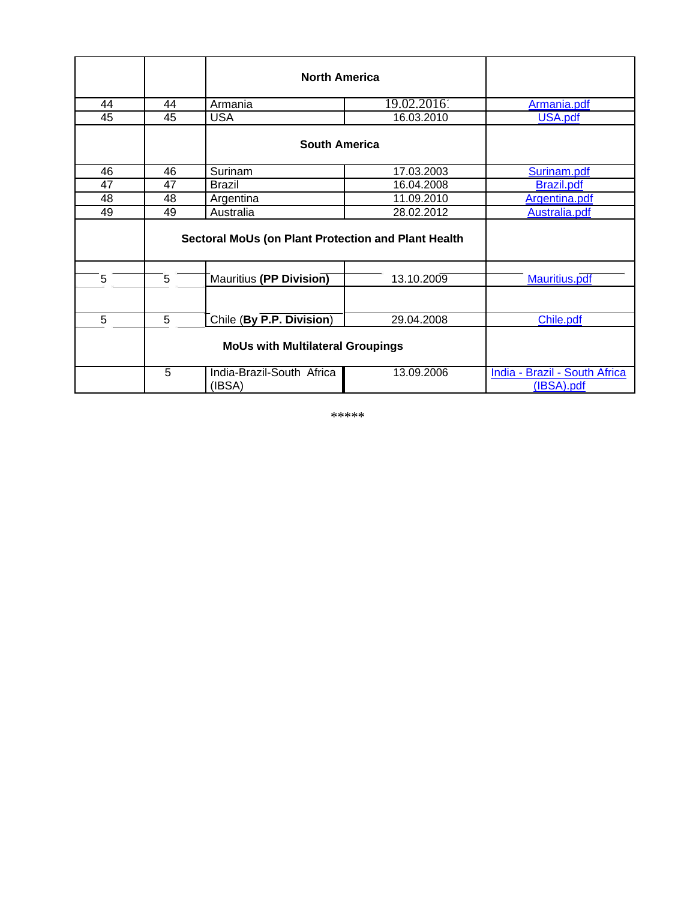| | | | | |
|---|---|---|---|---|
| | | **North America** | | |
| 44 | 44 | Armania | 19.02.2016 | Armania.pdf |
| 45 | 45 | USA | 16.03.2010 | USA.pdf |
| | | **South America** | | |
| 46 | 46 | Surinam | 17.03.2003 | Surinam.pdf |
| 47 | 47 | Brazil | 16.04.2008 | Brazil.pdf |
| 48 | 48 | Argentina | 11.09.2010 | Argentina.pdf |
| 49 | 49 | Australia | 28.02.2012 | Australia.pdf |
| | **Sectoral MoUs (on Plant Protection and Plant Health** | | | |
| 5 | 5 | Mauritius **(PP Division)** | 13.10.2009 | Mauritius.pdf |
| | | | | |
| 5 | 5 | Chile (**By P.P. Division**) | 29.04.2008 | Chile.pdf |
| | **MoUs with Multilateral Groupings** | | | |
| | 5 | India-Brazil-South Africa (IBSA) | 13.09.2006 | India - Brazil - South Africa (IBSA).pdf |

*****